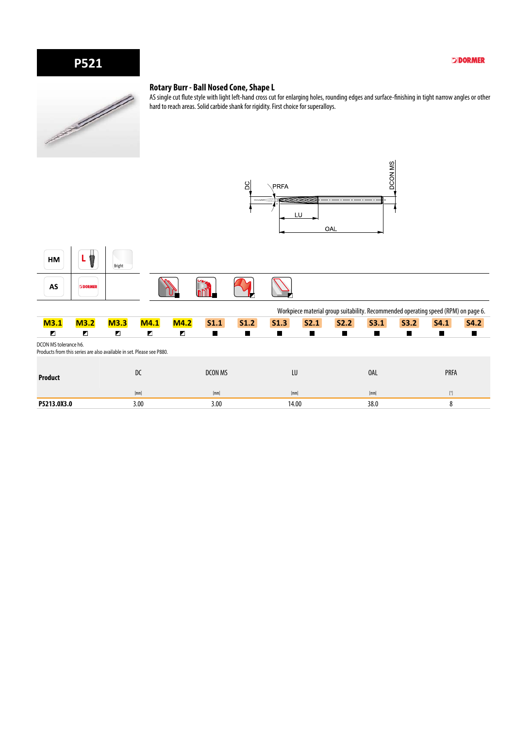# P521

## Rotary Burr - Ball Nosed Cone, Shape L

AS single cut flute style with light left-hand cross cut for enlarging holes, rounding edges and surface-finishing in tight narrow angles or other hard to reach areas. Solid carbide shank for rigidity. First choice for superalloys.

DC PRFA DCON MS LU OAL

HM | L | Bright

AS | DORMER

Workpiece material group suitability. Recommended operating speed (RPM) on page 6.

| M3.1 | M3.2 | M3.3 | M4.1 | M4.2 | S1.1 | S1.2 | S1.3 | S2.1 | S2.2 | S3.1 | S3.2 | S4.1 | S4.2 |
|---|---|---|---|---|---|---|---|---|---|---|---|---|---|
| ◩ | ◩ | ◩ | ◩ | ◩ | ■ | ■ | ■ | ■ | ■ | ■ | ■ | ■ | ■ |

DCON MS tolerance h6.
Products from this series are also available in set. Please see P880.

| Product | DC [mm] | DCON MS [mm] | LU [mm] | OAL [mm] | PRFA [°] |
|---|---|---|---|---|---|
| P5213.0X3.0 | 3.00 | 3.00 | 14.00 | 38.0 | 8 |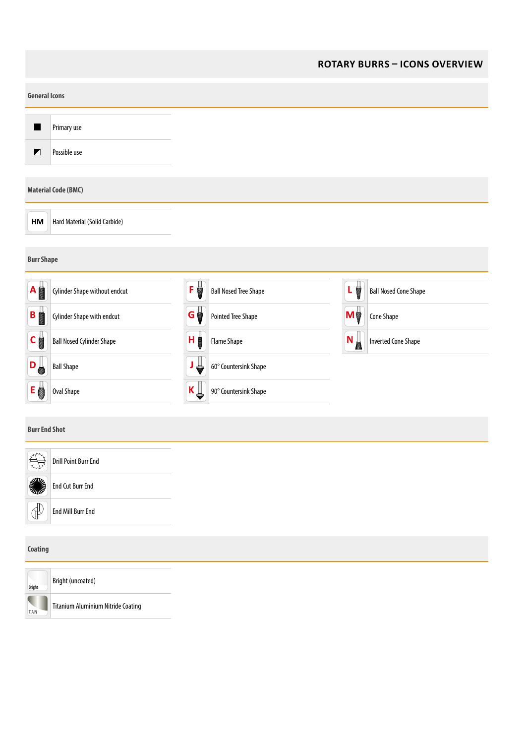# ROTARY BURRS – ICONS OVERVIEW

## General Icons

| Icon | Description |
|---|---|
| ■ | Primary use |
| ◩ | Possible use |

## Material Code (BMC)

| Icon | Description |
|---|---|
| HM | Hard Material (Solid Carbide) |

## Burr Shape

| Icon | Description | Icon | Description | Icon | Description |
|---|---|---|---|---|---|
| A | Cylinder Shape without endcut | F | Ball Nosed Tree Shape | L | Ball Nosed Cone Shape |
| B | Cylinder Shape with endcut | G | Pointed Tree Shape | M | Cone Shape |
| C | Ball Nosed Cylinder Shape | H | Flame Shape | N | Inverted Cone Shape |
| D | Ball Shape | J | 60° Countersink Shape | | |
| E | Oval Shape | K | 90° Countersink Shape | | |

## Burr End Shot

| Icon | Description |
|---|---|
| | Drill Point Burr End |
| | End Cut Burr End |
| | End Mill Burr End |

## Coating

| Icon | Description |
|---|---|
| Bright | Bright (uncoated) |
| TiAlN | Titanium Aluminium Nitride Coating |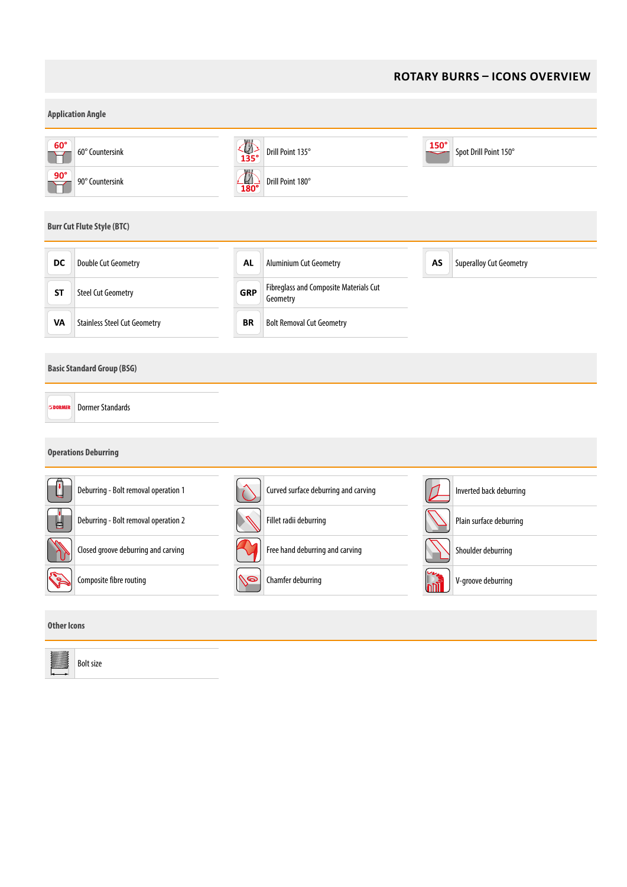# ROTARY BURRS – ICONS OVERVIEW

## Application Angle

| Icon | Description | Icon | Description | Icon | Description |
|---|---|---|---|---|---|
| 60° | 60° Countersink | 135° | Drill Point 135° | 150° | Spot Drill Point 150° |
| 90° | 90° Countersink | 180° | Drill Point 180° | | |

## Burr Cut Flute Style (BTC)

| Icon | Description | Icon | Description | Icon | Description |
|---|---|---|---|---|---|
| DC | Double Cut Geometry | AL | Aluminium Cut Geometry | AS | Superalloy Cut Geometry |
| ST | Steel Cut Geometry | GRP | Fibreglass and Composite Materials Cut Geometry | | |
| VA | Stainless Steel Cut Geometry | BR | Bolt Removal Cut Geometry | | |

## Basic Standard Group (BSG)

| Icon | Description |
|---|---|
| DORMER | Dormer Standards |

## Operations Deburring

| Description | Description | Description |
|---|---|---|
| Deburring - Bolt removal operation 1 | Curved surface deburring and carving | Inverted back deburring |
| Deburring - Bolt removal operation 2 | Fillet radii deburring | Plain surface deburring |
| Closed groove deburring and carving | Free hand deburring and carving | Shoulder deburring |
| Composite fibre routing | Chamfer deburring | V-groove deburring |

## Other Icons

| Description |
|---|
| Bolt size |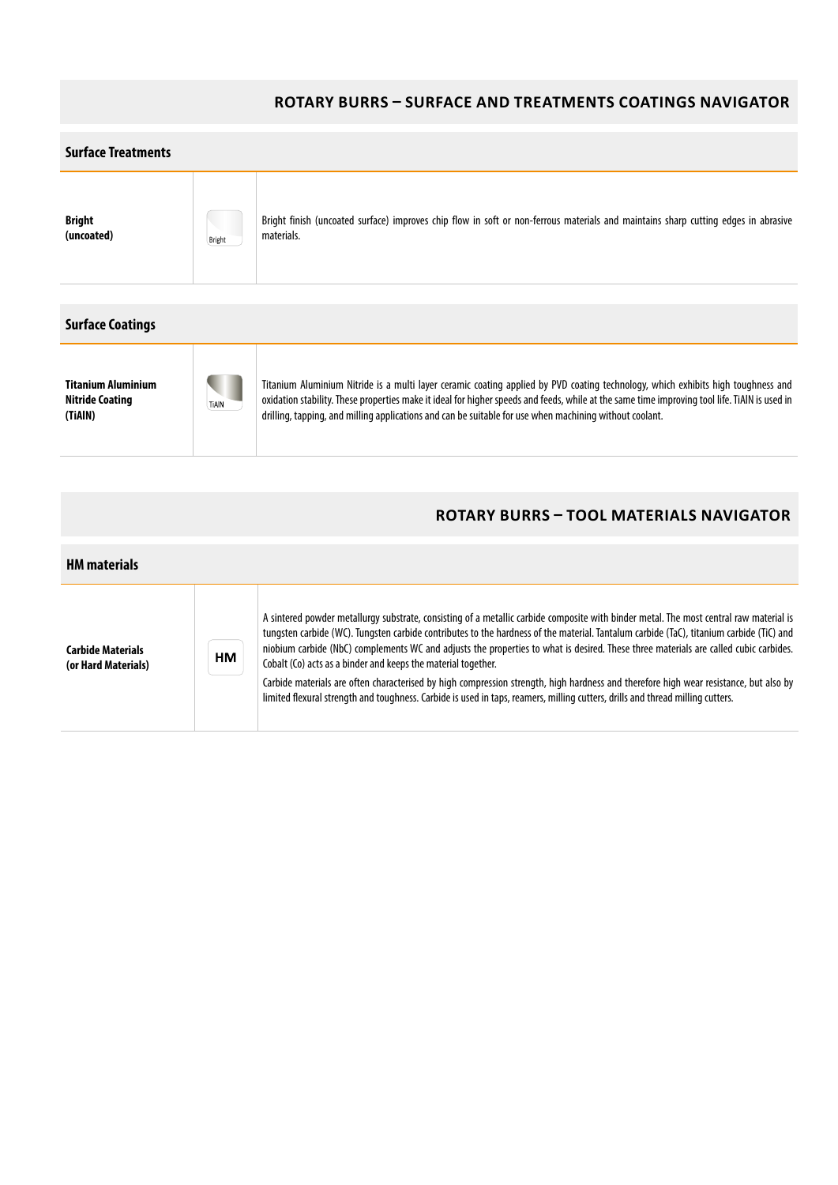## ROTARY BURRS – SURFACE AND TREATMENTS COATINGS NAVIGATOR

### Surface Treatments

| | | |
|---|---|---|
| **Bright (uncoated)** | Bright | Bright finish (uncoated surface) improves chip flow in soft or non-ferrous materials and maintains sharp cutting edges in abrasive materials. |

### Surface Coatings

| | | |
|---|---|---|
| **Titanium Aluminium Nitride Coating (TiAlN)** | TiAlN | Titanium Aluminium Nitride is a multi layer ceramic coating applied by PVD coating technology, which exhibits high toughness and oxidation stability. These properties make it ideal for higher speeds and feeds, while at the same time improving tool life. TiAlN is used in drilling, tapping, and milling applications and can be suitable for use when machining without coolant. |

## ROTARY BURRS – TOOL MATERIALS NAVIGATOR

### HM materials

| | | |
|---|---|---|
| **Carbide Materials (or Hard Materials)** | HM | A sintered powder metallurgy substrate, consisting of a metallic carbide composite with binder metal. The most central raw material is tungsten carbide (WC). Tungsten carbide contributes to the hardness of the material. Tantalum carbide (TaC), titanium carbide (TiC) and niobium carbide (NbC) complements WC and adjusts the properties to what is desired. These three materials are called cubic carbides. Cobalt (Co) acts as a binder and keeps the material together.<br>Carbide materials are often characterised by high compression strength, high hardness and therefore high wear resistance, but also by limited flexural strength and toughness. Carbide is used in taps, reamers, milling cutters, drills and thread milling cutters. |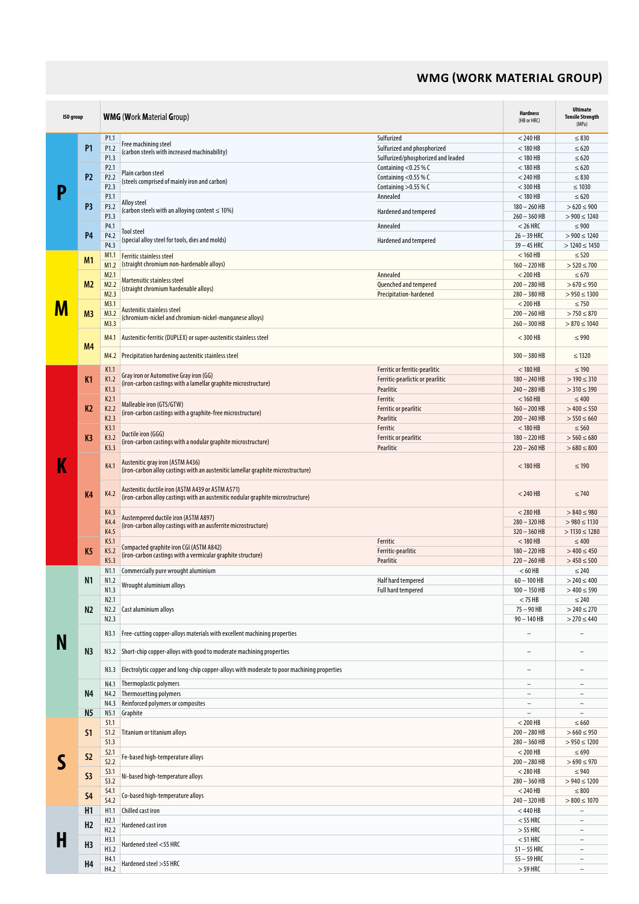## WMG (WORK MATERIAL GROUP)

| ISO group | | | WMG (Work Material Group) | | Hardness (HB or HRC) | Ultimate Tensile Strength (MPa) |
|---|---|---|---|---|---|---|
| P | P1 | P1.1 | Free machining steel (carbon steels with increased machinability) | Sulfurized | < 240 HB | ≤ 830 |
| | | P1.2 | | Sulfurized and phosphorized | < 180 HB | ≤ 620 |
| | | P1.3 | | Sulfurized/phosphorized and leaded | < 180 HB | ≤ 620 |
| | P2 | P2.1 | Plain carbon steel (steels comprised of mainly iron and carbon) | Containing <0.25 % C | < 180 HB | ≤ 620 |
| | | P2.2 | | Containing <0.55 % C | < 240 HB | ≤ 830 |
| | | P2.3 | | Containing >0.55 % C | < 300 HB | ≤ 1030 |
| | P3 | P3.1 | Alloy steel (carbon steels with an alloying content ≤ 10%) | Annealed | < 180 HB | ≤ 620 |
| | | P3.2 | | Hardened and tempered | 180 – 260 HB | > 620 ≤ 900 |
| | | P3.3 | | | 260 – 360 HB | > 900 ≤ 1240 |
| | P4 | P4.1 | Tool steel (special alloy steel for tools, dies and molds) | Annealed | < 26 HRC | ≤ 900 |
| | | P4.2 | | Hardened and tempered | 26 – 39 HRC | > 900 ≤ 1240 |
| | | P4.3 | | | 39 – 45 HRC | > 1240 ≤ 1450 |
| M | M1 | M1.1 | Ferritic stainless steel (straight chromium non-hardenable alloys) | | < 160 HB | ≤ 520 |
| | | M1.2 | | | 160 – 220 HB | > 520 ≤ 700 |
| | M2 | M2.1 | Martensitic stainless steel (straight chromium hardenable alloys) | Annealed | < 200 HB | ≤ 670 |
| | | M2.2 | | Quenched and tempered | 200 – 280 HB | > 670 ≤ 950 |
| | | M2.3 | | Precipitation-hardened | 280 – 380 HB | > 950 ≤ 1300 |
| | M3 | M3.1 | Austenitic stainless steel (chromium-nickel and chromium-nickel-manganese alloys) | | < 200 HB | ≤ 750 |
| | | M3.2 | | | 200 – 260 HB | > 750 ≤ 870 |
| | | M3.3 | | | 260 – 300 HB | > 870 ≤ 1040 |
| | M4 | M4.1 | Austenitic-ferritic (DUPLEX) or super-austenitic stainless steel | | < 300 HB | ≤ 990 |
| | | M4.2 | Precipitation hardening austenitic stainless steel | | 300 – 380 HB | ≤ 1320 |
| K | K1 | K1.1 | Gray iron or Automotive Gray iron (GG) (iron-carbon castings with a lamellar graphite microstructure) | Ferritic or ferritic-pearlitic | < 180 HB | ≤ 190 |
| | | K1.2 | | Ferritic-pearlictic or pearlitic | 180 – 240 HB | > 190 ≤ 310 |
| | | K1.3 | | Pearlitic | 240 – 280 HB | > 310 ≤ 390 |
| | K2 | K2.1 | Malleable iron (GTS/GTW) (iron-carbon castings with a graphite-free microstructure) | Ferritic | < 160 HB | ≤ 400 |
| | | K2.2 | | Ferritic or pearlitic | 160 – 200 HB | > 400 ≤ 550 |
| | | K2.3 | | Pearlitic | 200 – 240 HB | > 550 ≤ 660 |
| | K3 | K3.1 | Ductile iron (GGG) (iron-carbon castings with a nodular graphite microstructure) | Ferritic | < 180 HB | ≤ 560 |
| | | K3.2 | | Ferritic or pearlitic | 180 – 220 HB | > 560 ≤ 680 |
| | | K3.3 | | Pearlitic | 220 – 260 HB | > 680 ≤ 800 |
| | K4 | K4.1 | Austenitic gray iron (ASTM A436) (iron-carbon alloy castings with an austenitic lamellar graphite microstructure) | | < 180 HB | ≤ 190 |
| | | K4.2 | Austenitic ductile iron (ASTM A439 or ASTM A571) (iron-carbon alloy castings with an austenitic nodular graphite microstructure) | | < 240 HB | ≤ 740 |
| | | K4.3 | Austempered ductile iron (ASTM A897) (iron-carbon alloy castings with an ausferritic microstructure) | | < 280 HB | > 840 ≤ 980 |
| | | K4.4 | | | 280 – 320 HB | > 980 ≤ 1130 |
| | | K4.5 | | | 320 – 360 HB | > 1130 ≤ 1280 |
| | K5 | K5.1 | Compacted graphite iron CGI (ASTM A842) (iron-carbon castings with a vermicular graphite structure) | Ferritic | < 180 HB | ≤ 400 |
| | | K5.2 | | Ferritic-pearlitic | 180 – 220 HB | > 400 ≤ 450 |
| | | K5.3 | | Pearlitic | 220 – 260 HB | > 450 ≤ 500 |
| N | N1 | N1.1 | Commercially pure wrought aluminium | | < 60 HB | ≤ 240 |
| | | N1.2 | Wrought aluminium alloys | Half hard tempered | 60 – 100 HB | > 240 ≤ 400 |
| | | N1.3 | | Full hard tempered | 100 – 150 HB | > 400 ≤ 590 |
| | N2 | N2.1 | Cast aluminium alloys | | < 75 HB | ≤ 240 |
| | | N2.2 | | | 75 – 90 HB | > 240 ≤ 270 |
| | | N2.3 | | | 90 – 140 HB | > 270 ≤ 440 |
| | N3 | N3.1 | Free-cutting copper-alloys materials with excellent machining properties | | – | – |
| | | N3.2 | Short-chip copper-alloys with good to moderate machining properties | | – | – |
| | | N3.3 | Electrolytic copper and long-chip copper-alloys with moderate to poor machining properties | | – | – |
| | N4 | N4.1 | Thermoplastic polymers | | – | – |
| | | N4.2 | Thermosetting polymers | | – | – |
| | | N4.3 | Reinforced polymers or composites | | – | – |
| | N5 | N5.1 | Graphite | | – | – |
| S | S1 | S1.1 | Titanium or titanium alloys | | < 200 HB | ≤ 660 |
| | | S1.2 | | | 200 – 280 HB | > 660 ≤ 950 |
| | | S1.3 | | | 280 – 360 HB | > 950 ≤ 1200 |
| | S2 | S2.1 | Fe-based high-temperature alloys | | < 200 HB | ≤ 690 |
| | | S2.2 | | | 200 – 280 HB | > 690 ≤ 970 |
| | S3 | S3.1 | Ni-based high-temperature alloys | | < 280 HB | ≤ 940 |
| | | S3.2 | | | 280 – 360 HB | > 940 ≤ 1200 |
| | S4 | S4.1 | Co-based high-temperature alloys | | < 240 HB | ≤ 800 |
| | | S4.2 | | | 240 – 320 HB | > 800 ≤ 1070 |
| H | H1 | H1.1 | Chilled cast iron | | < 440 HB | – |
| | H2 | H2.1 | Hardened cast iron | | < 55 HRC | – |
| | | H2.2 | | | > 55 HRC | – |
| | H3 | H3.1 | Hardened steel <55 HRC | | < 51 HRC | – |
| | | H3.2 | | | 51 – 55 HRC | – |
| | H4 | H4.1 | Hardened steel >55 HRC | | 55 – 59 HRC | – |
| | | H4.2 | | | > 59 HRC | – |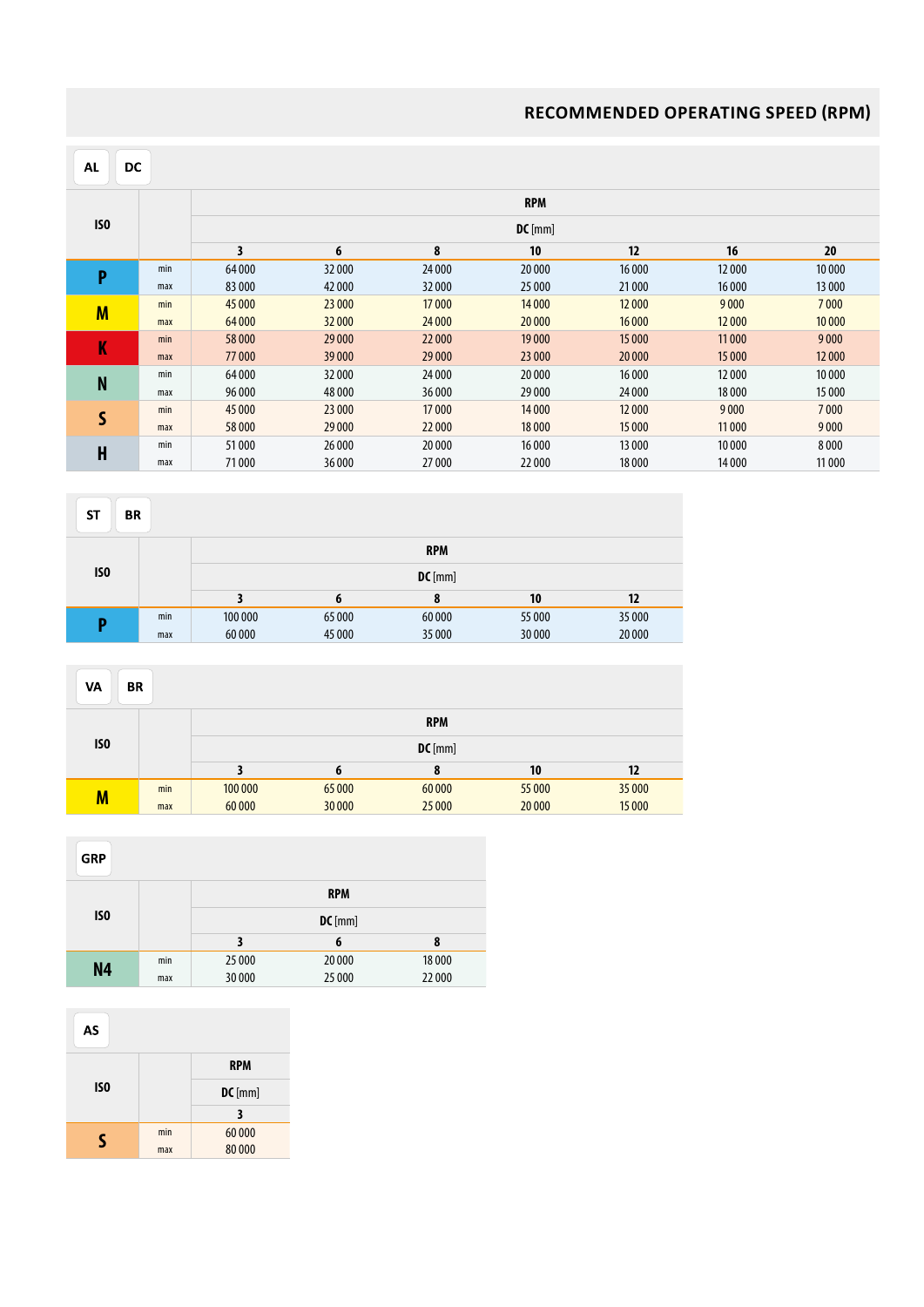## RECOMMENDED OPERATING SPEED (RPM)

**AL** **DC**

| ISO | | RPM | | | | | | |
|---|---|---|---|---|---|---|---|---|
| | | **DC** [mm] | | | | | | |
| | | **3** | **6** | **8** | **10** | **12** | **16** | **20** |
| **P** | min | 64 000 | 32 000 | 24 000 | 20 000 | 16 000 | 12 000 | 10 000 |
| | max | 83 000 | 42 000 | 32 000 | 25 000 | 21 000 | 16 000 | 13 000 |
| **M** | min | 45 000 | 23 000 | 17 000 | 14 000 | 12 000 | 9 000 | 7 000 |
| | max | 64 000 | 32 000 | 24 000 | 20 000 | 16 000 | 12 000 | 10 000 |
| **K** | min | 58 000 | 29 000 | 22 000 | 19 000 | 15 000 | 11 000 | 9 000 |
| | max | 77 000 | 39 000 | 29 000 | 23 000 | 20 000 | 15 000 | 12 000 |
| **N** | min | 64 000 | 32 000 | 24 000 | 20 000 | 16 000 | 12 000 | 10 000 |
| | max | 96 000 | 48 000 | 36 000 | 29 000 | 24 000 | 18 000 | 15 000 |
| **S** | min | 45 000 | 23 000 | 17 000 | 14 000 | 12 000 | 9 000 | 7 000 |
| | max | 58 000 | 29 000 | 22 000 | 18 000 | 15 000 | 11 000 | 9 000 |
| **H** | min | 51 000 | 26 000 | 20 000 | 16 000 | 13 000 | 10 000 | 8 000 |
| | max | 71 000 | 36 000 | 27 000 | 22 000 | 18 000 | 14 000 | 11 000 |

**ST** **BR**

| ISO | | RPM | | | | |
|---|---|---|---|---|---|---|
| | | **DC** [mm] | | | | |
| | | **3** | **6** | **8** | **10** | **12** |
| **P** | min | 100 000 | 65 000 | 60 000 | 55 000 | 35 000 |
| | max | 60 000 | 45 000 | 35 000 | 30 000 | 20 000 |

**VA** **BR**

| ISO | | RPM | | | | |
|---|---|---|---|---|---|---|
| | | **DC** [mm] | | | | |
| | | **3** | **6** | **8** | **10** | **12** |
| **M** | min | 100 000 | 65 000 | 60 000 | 55 000 | 35 000 |
| | max | 60 000 | 30 000 | 25 000 | 20 000 | 15 000 |

**GRP**

| ISO | | RPM | | |
|---|---|---|---|---|
| | | **DC** [mm] | | |
| | | **3** | **6** | **8** |
| **N4** | min | 25 000 | 20 000 | 18 000 |
| | max | 30 000 | 25 000 | 22 000 |

**AS**

| ISO | | RPM |
|---|---|---|
| | | **DC** [mm] |
| | | **3** |
| **S** | min | 60 000 |
| | max | 80 000 |